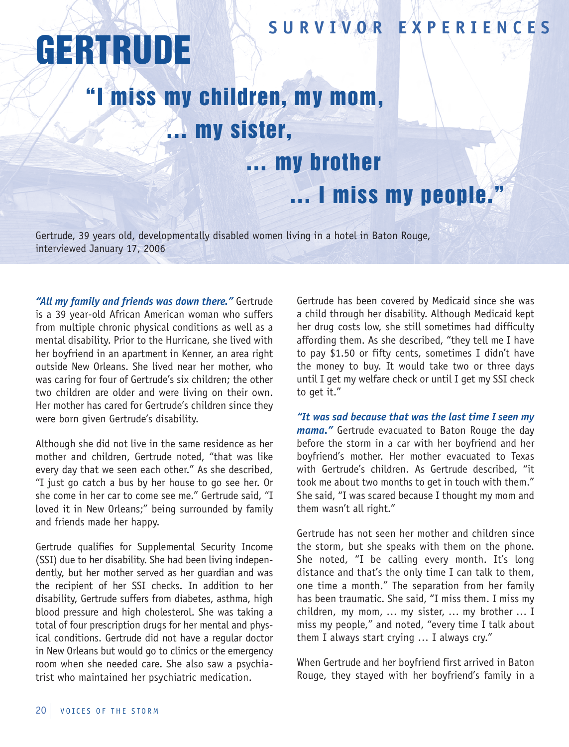SURVIVOR EXPERIENCES

# GERTRUDE

## "I miss my children, my mom, … my sister, … my brother … I miss my people."

Gertrude, 39 years old, developmentally disabled women living in a hotel in Baton Rouge, interviewed January 17, 2006

***"All my family and friends was down there."*** Gertrude is a 39 year-old African American woman who suffers from multiple chronic physical conditions as well as a mental disability. Prior to the Hurricane, she lived with her boyfriend in an apartment in Kenner, an area right outside New Orleans. She lived near her mother, who was caring for four of Gertrude's six children; the other two children are older and were living on their own. Her mother has cared for Gertrude's children since they were born given Gertrude's disability.

Although she did not live in the same residence as her mother and children, Gertrude noted, "that was like every day that we seen each other." As she described, "I just go catch a bus by her house to go see her. Or she come in her car to come see me." Gertrude said, "I loved it in New Orleans;" being surrounded by family and friends made her happy.

Gertrude qualifies for Supplemental Security Income (SSI) due to her disability. She had been living independently, but her mother served as her guardian and was the recipient of her SSI checks. In addition to her disability, Gertrude suffers from diabetes, asthma, high blood pressure and high cholesterol. She was taking a total of four prescription drugs for her mental and physical conditions. Gertrude did not have a regular doctor in New Orleans but would go to clinics or the emergency room when she needed care. She also saw a psychiatrist who maintained her psychiatric medication.

Gertrude has been covered by Medicaid since she was a child through her disability. Although Medicaid kept her drug costs low, she still sometimes had difficulty affording them. As she described, "they tell me I have to pay $1.50 or fifty cents, sometimes I didn't have the money to buy. It would take two or three days until I get my welfare check or until I get my SSI check to get it."

***"It was sad because that was the last time I seen my mama."*** Gertrude evacuated to Baton Rouge the day before the storm in a car with her boyfriend and her boyfriend's mother. Her mother evacuated to Texas with Gertrude's children. As Gertrude described, "it took me about two months to get in touch with them." She said, "I was scared because I thought my mom and them wasn't all right."

Gertrude has not seen her mother and children since the storm, but she speaks with them on the phone. She noted, "I be calling every month. It's long distance and that's the only time I can talk to them, one time a month." The separation from her family has been traumatic. She said, "I miss them. I miss my children, my mom, … my sister, … my brother … I miss my people," and noted, "every time I talk about them I always start crying … I always cry."

When Gertrude and her boyfriend first arrived in Baton Rouge, they stayed with her boyfriend's family in a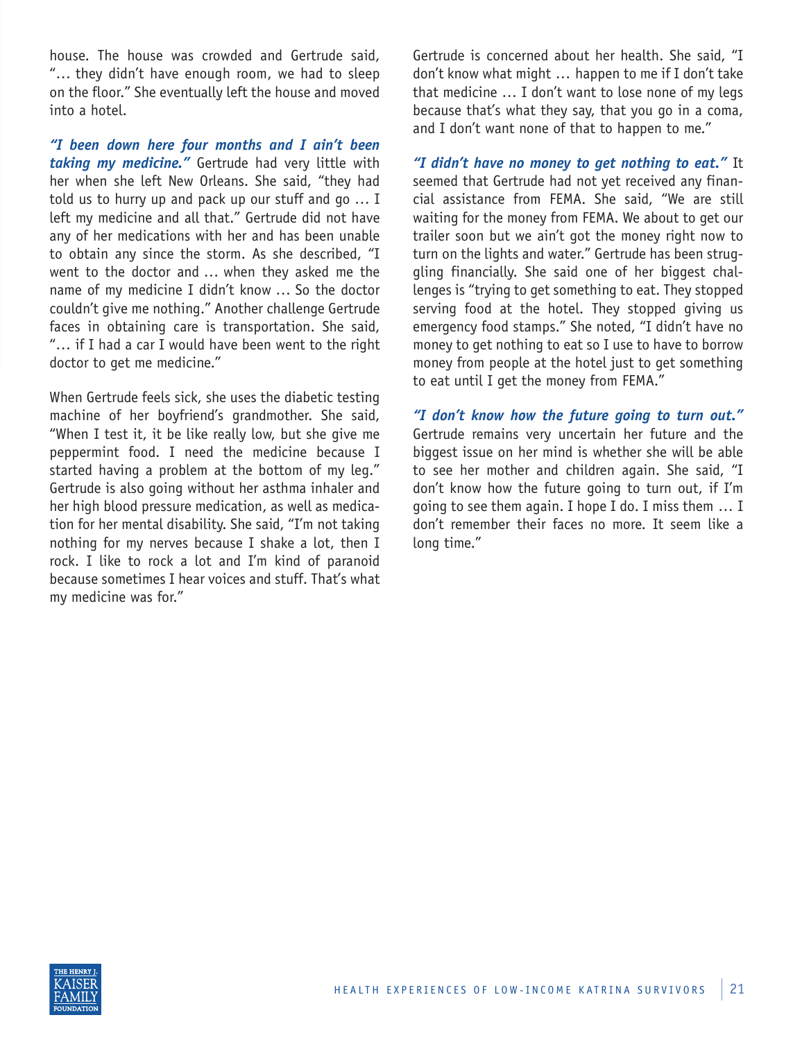house. The house was crowded and Gertrude said, "… they didn't have enough room, we had to sleep on the floor." She eventually left the house and moved into a hotel.

***"I been down here four months and I ain't been taking my medicine."*** Gertrude had very little with her when she left New Orleans. She said, "they had told us to hurry up and pack up our stuff and go … I left my medicine and all that." Gertrude did not have any of her medications with her and has been unable to obtain any since the storm. As she described, "I went to the doctor and … when they asked me the name of my medicine I didn't know … So the doctor couldn't give me nothing." Another challenge Gertrude faces in obtaining care is transportation. She said, "… if I had a car I would have been went to the right doctor to get me medicine."

When Gertrude feels sick, she uses the diabetic testing machine of her boyfriend's grandmother. She said, "When I test it, it be like really low, but she give me peppermint food. I need the medicine because I started having a problem at the bottom of my leg." Gertrude is also going without her asthma inhaler and her high blood pressure medication, as well as medication for her mental disability. She said, "I'm not taking nothing for my nerves because I shake a lot, then I rock. I like to rock a lot and I'm kind of paranoid because sometimes I hear voices and stuff. That's what my medicine was for."

Gertrude is concerned about her health. She said, "I don't know what might … happen to me if I don't take that medicine … I don't want to lose none of my legs because that's what they say, that you go in a coma, and I don't want none of that to happen to me."

***"I didn't have no money to get nothing to eat."*** It seemed that Gertrude had not yet received any financial assistance from FEMA. She said, "We are still waiting for the money from FEMA. We about to get our trailer soon but we ain't got the money right now to turn on the lights and water." Gertrude has been struggling financially. She said one of her biggest challenges is "trying to get something to eat. They stopped serving food at the hotel. They stopped giving us emergency food stamps." She noted, "I didn't have no money to get nothing to eat so I use to have to borrow money from people at the hotel just to get something to eat until I get the money from FEMA."

***"I don't know how the future going to turn out."*** Gertrude remains very uncertain her future and the biggest issue on her mind is whether she will be able to see her mother and children again. She said, "I don't know how the future going to turn out, if I'm going to see them again. I hope I do. I miss them … I don't remember their faces no more. It seem like a long time."